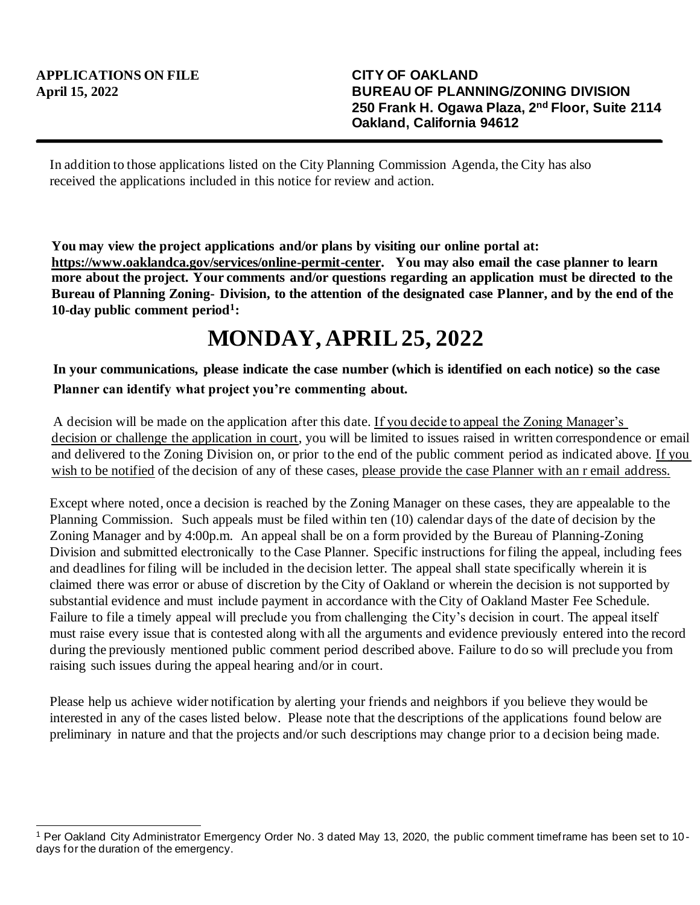**APPLICATIONS ON FILE**
**April 15, 2022**

**CITY OF OAKLAND**
**BUREAU OF PLANNING/ZONING DIVISION**
**250 Frank H. Ogawa Plaza, 2nd Floor, Suite 2114**
**Oakland, California 94612**

---

In addition to those applications listed on the City Planning Commission Agenda, the City has also received the applications included in this notice for review and action.

**You may view the project applications and/or plans by visiting our online portal at: https://www.oaklandca.gov/services/online-permit-center. You may also email the case planner to learn more about the project. Your comments and/or questions regarding an application must be directed to the Bureau of Planning Zoning- Division, to the attention of the designated case Planner, and by the end of the 10-day public comment period[1]:**

# MONDAY, APRIL 25, 2022

**In your communications, please indicate the case number (which is identified on each notice) so the case Planner can identify what project you're commenting about.**

A decision will be made on the application after this date. If you decide to appeal the Zoning Manager's decision or challenge the application in court, you will be limited to issues raised in written correspondence or email and delivered to the Zoning Division on, or prior to the end of the public comment period as indicated above. If you wish to be notified of the decision of any of these cases, please provide the case Planner with an r email address.

Except where noted, once a decision is reached by the Zoning Manager on these cases, they are appealable to the Planning Commission. Such appeals must be filed within ten (10) calendar days of the date of decision by the Zoning Manager and by 4:00p.m. An appeal shall be on a form provided by the Bureau of Planning-Zoning Division and submitted electronically to the Case Planner. Specific instructions for filing the appeal, including fees and deadlines for filing will be included in the decision letter. The appeal shall state specifically wherein it is claimed there was error or abuse of discretion by the City of Oakland or wherein the decision is not supported by substantial evidence and must include payment in accordance with the City of Oakland Master Fee Schedule. Failure to file a timely appeal will preclude you from challenging the City's decision in court. The appeal itself must raise every issue that is contested along with all the arguments and evidence previously entered into the record during the previously mentioned public comment period described above. Failure to do so will preclude you from raising such issues during the appeal hearing and/or in court.

Please help us achieve wider notification by alerting your friends and neighbors if you believe they would be interested in any of the cases listed below. Please note that the descriptions of the applications found below are preliminary in nature and that the projects and/or such descriptions may change prior to a decision being made.

---

[1] Per Oakland City Administrator Emergency Order No. 3 dated May 13, 2020, the public comment timeframe has been set to 10-days for the duration of the emergency.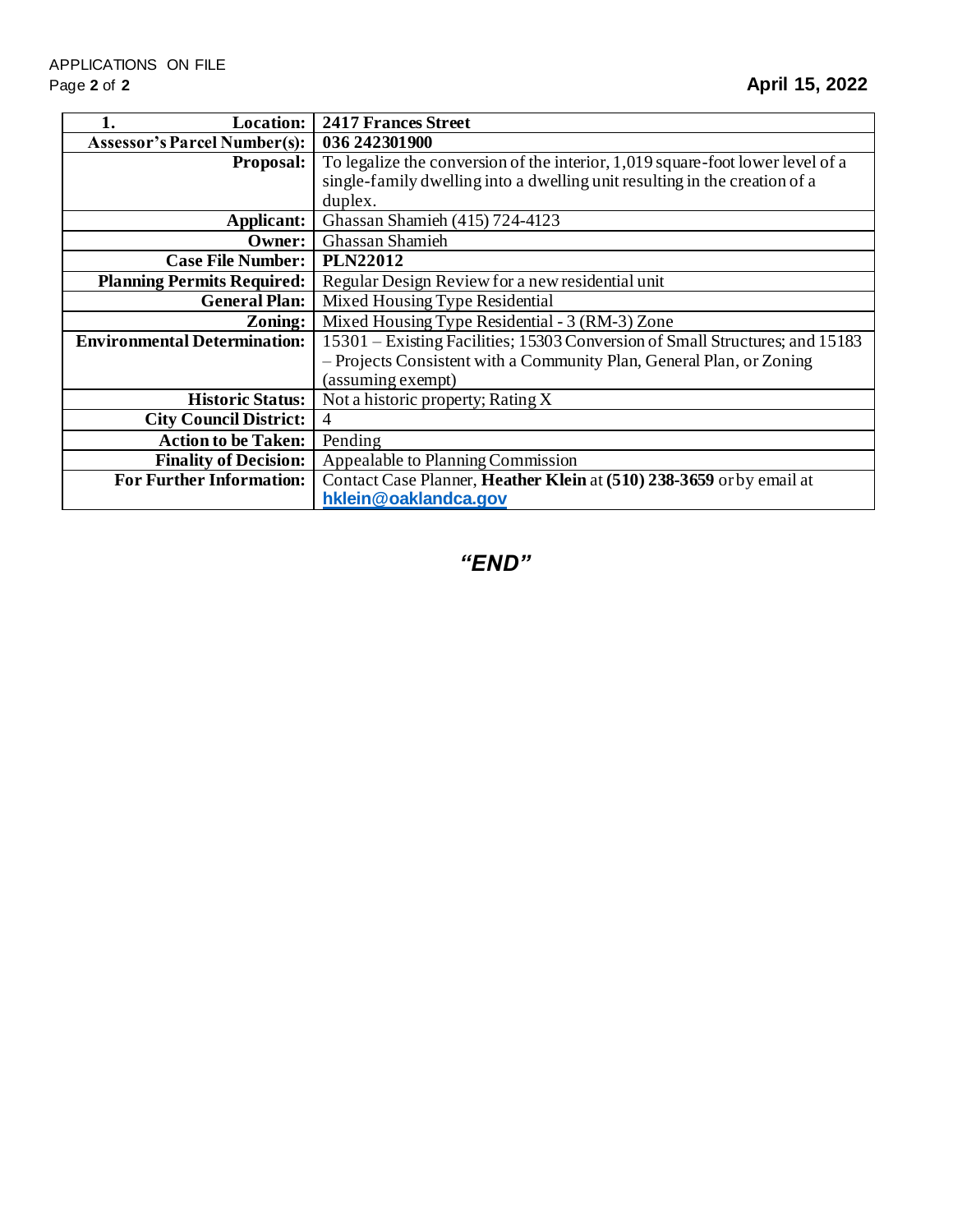| | |
|---|---|
| **1. Location:** | **2417 Frances Street** |
| **Assessor's Parcel Number(s):** | **036 242301900** |
| **Proposal:** | To legalize the conversion of the interior, 1,019 square-foot lower level of a single-family dwelling into a dwelling unit resulting in the creation of a duplex. |
| **Applicant:** | Ghassan Shamieh (415) 724-4123 |
| **Owner:** | Ghassan Shamieh |
| **Case File Number:** | **PLN22012** |
| **Planning Permits Required:** | Regular Design Review for a new residential unit |
| **General Plan:** | Mixed Housing Type Residential |
| **Zoning:** | Mixed Housing Type Residential - 3 (RM-3) Zone |
| **Environmental Determination:** | 15301 – Existing Facilities; 15303 Conversion of Small Structures; and 15183 – Projects Consistent with a Community Plan, General Plan, or Zoning (assuming exempt) |
| **Historic Status:** | Not a historic property; Rating X |
| **City Council District:** | 4 |
| **Action to be Taken:** | Pending |
| **Finality of Decision:** | Appealable to Planning Commission |
| **For Further Information:** | Contact Case Planner, **Heather Klein** at **(510) 238-3659** or by email at **hklein@oaklandca.gov** |

***"END"***